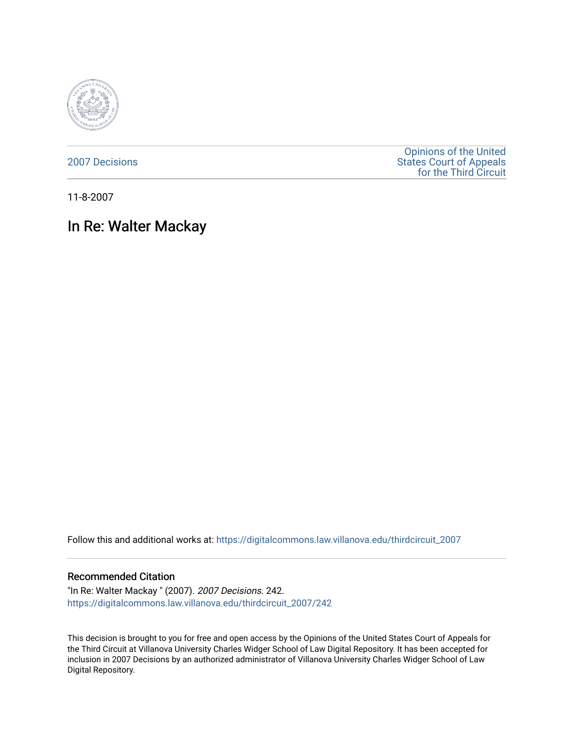2007 Decisions

Opinions of the United States Court of Appeals for the Third Circuit

11-8-2007

# In Re: Walter Mackay

Follow this and additional works at: https://digitalcommons.law.villanova.edu/thirdcircuit_2007

## Recommended Citation

"In Re: Walter Mackay " (2007). *2007 Decisions*. 242.
https://digitalcommons.law.villanova.edu/thirdcircuit_2007/242

This decision is brought to you for free and open access by the Opinions of the United States Court of Appeals for the Third Circuit at Villanova University Charles Widger School of Law Digital Repository. It has been accepted for inclusion in 2007 Decisions by an authorized administrator of Villanova University Charles Widger School of Law Digital Repository.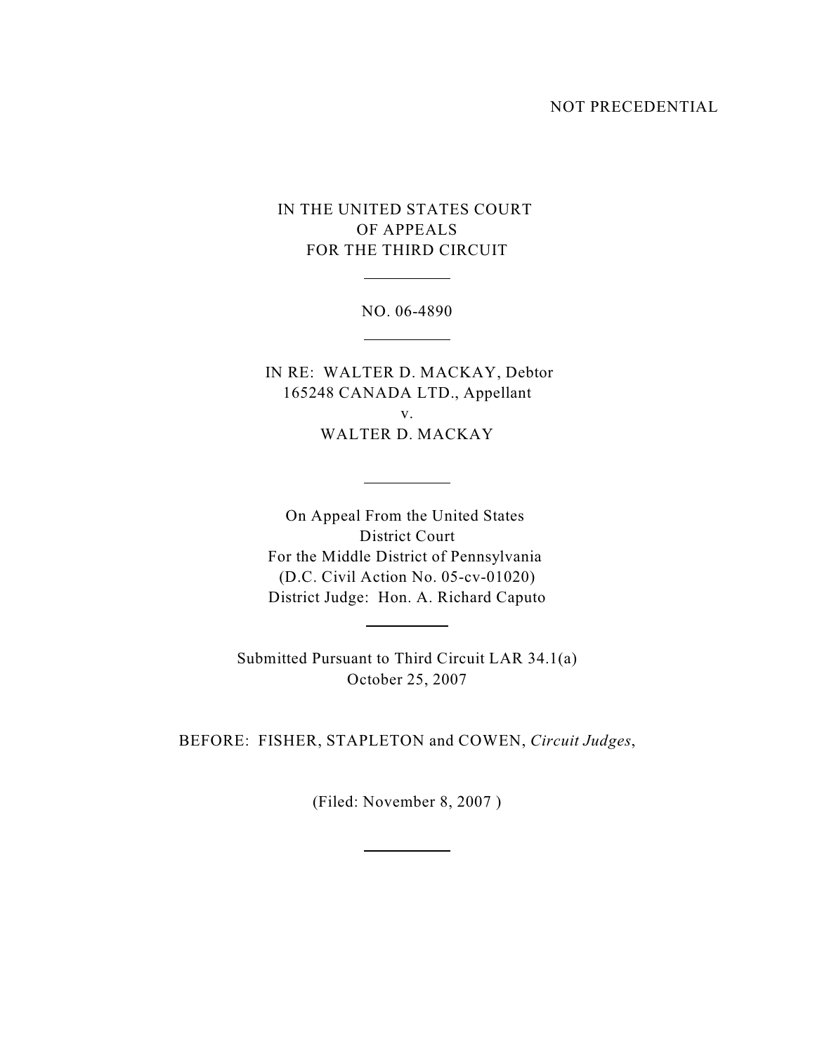NOT PRECEDENTIAL

IN THE UNITED STATES COURT
OF APPEALS
FOR THE THIRD CIRCUIT

---

NO. 06-4890

---

IN RE: WALTER D. MACKAY, Debtor
165248 CANADA LTD., Appellant
v.
WALTER D. MACKAY

---

On Appeal From the United States
District Court
For the Middle District of Pennsylvania
(D.C. Civil Action No. 05-cv-01020)
District Judge: Hon. A. Richard Caputo

---

Submitted Pursuant to Third Circuit LAR 34.1(a)
October 25, 2007

BEFORE: FISHER, STAPLETON and COWEN, *Circuit Judges*,

(Filed: November 8, 2007 )

---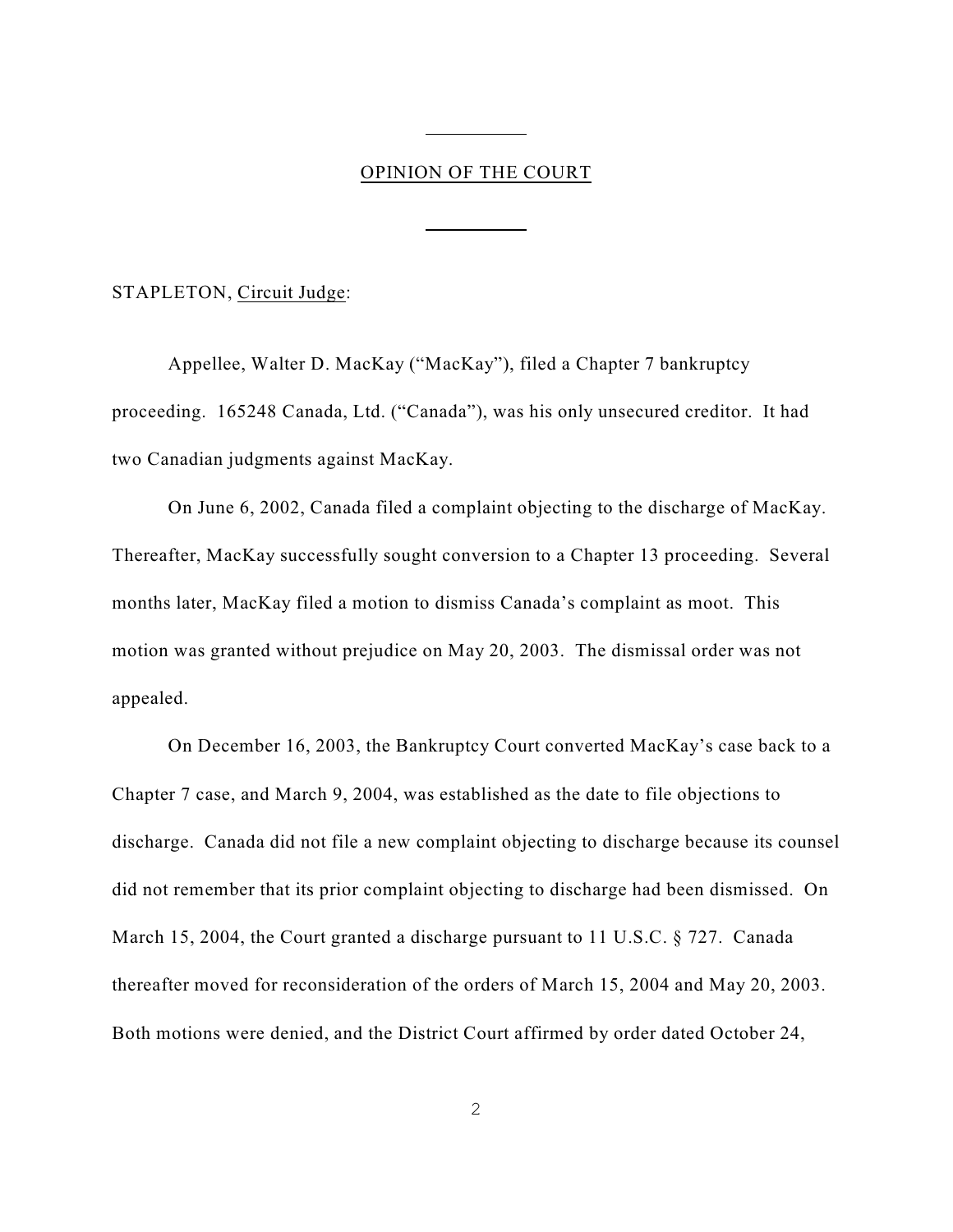## OPINION OF THE COURT

STAPLETON, Circuit Judge:

Appellee, Walter D. MacKay ("MacKay"), filed a Chapter 7 bankruptcy proceeding. 165248 Canada, Ltd. ("Canada"), was his only unsecured creditor. It had two Canadian judgments against MacKay.

On June 6, 2002, Canada filed a complaint objecting to the discharge of MacKay. Thereafter, MacKay successfully sought conversion to a Chapter 13 proceeding. Several months later, MacKay filed a motion to dismiss Canada's complaint as moot. This motion was granted without prejudice on May 20, 2003. The dismissal order was not appealed.

On December 16, 2003, the Bankruptcy Court converted MacKay's case back to a Chapter 7 case, and March 9, 2004, was established as the date to file objections to discharge. Canada did not file a new complaint objecting to discharge because its counsel did not remember that its prior complaint objecting to discharge had been dismissed. On March 15, 2004, the Court granted a discharge pursuant to 11 U.S.C. § 727. Canada thereafter moved for reconsideration of the orders of March 15, 2004 and May 20, 2003. Both motions were denied, and the District Court affirmed by order dated October 24,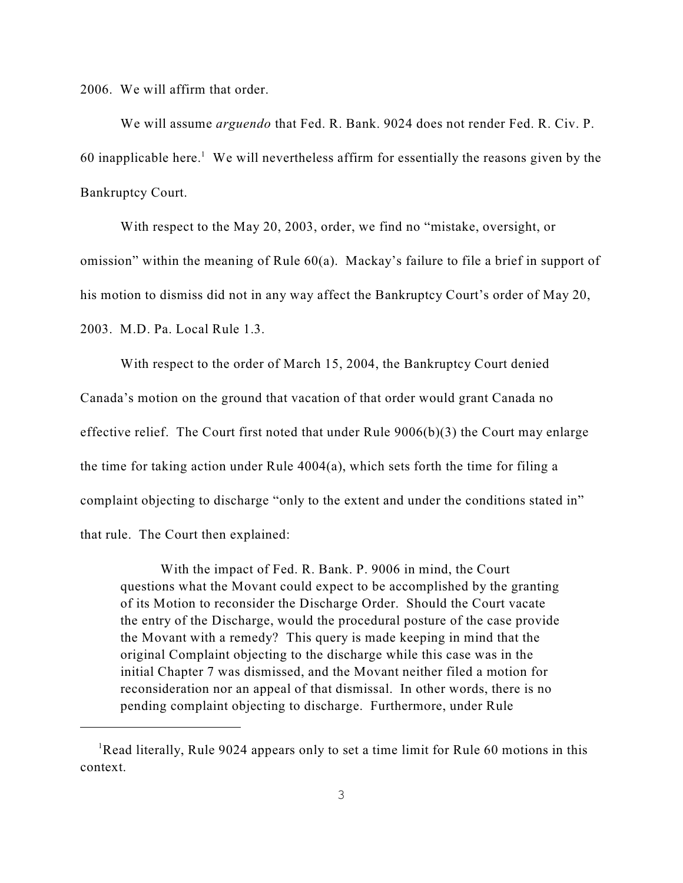2006. We will affirm that order.

We will assume *arguendo* that Fed. R. Bank. 9024 does not render Fed. R. Civ. P. 60 inapplicable here.[1] We will nevertheless affirm for essentially the reasons given by the Bankruptcy Court.

With respect to the May 20, 2003, order, we find no "mistake, oversight, or omission" within the meaning of Rule 60(a). Mackay's failure to file a brief in support of his motion to dismiss did not in any way affect the Bankruptcy Court's order of May 20, 2003. M.D. Pa. Local Rule 1.3.

With respect to the order of March 15, 2004, the Bankruptcy Court denied Canada's motion on the ground that vacation of that order would grant Canada no effective relief. The Court first noted that under Rule 9006(b)(3) the Court may enlarge the time for taking action under Rule 4004(a), which sets forth the time for filing a complaint objecting to discharge "only to the extent and under the conditions stated in" that rule. The Court then explained:

> With the impact of Fed. R. Bank. P. 9006 in mind, the Court questions what the Movant could expect to be accomplished by the granting of its Motion to reconsider the Discharge Order. Should the Court vacate the entry of the Discharge, would the procedural posture of the case provide the Movant with a remedy? This query is made keeping in mind that the original Complaint objecting to the discharge while this case was in the initial Chapter 7 was dismissed, and the Movant neither filed a motion for reconsideration nor an appeal of that dismissal. In other words, there is no pending complaint objecting to discharge. Furthermore, under Rule

---

[1] Read literally, Rule 9024 appears only to set a time limit for Rule 60 motions in this context.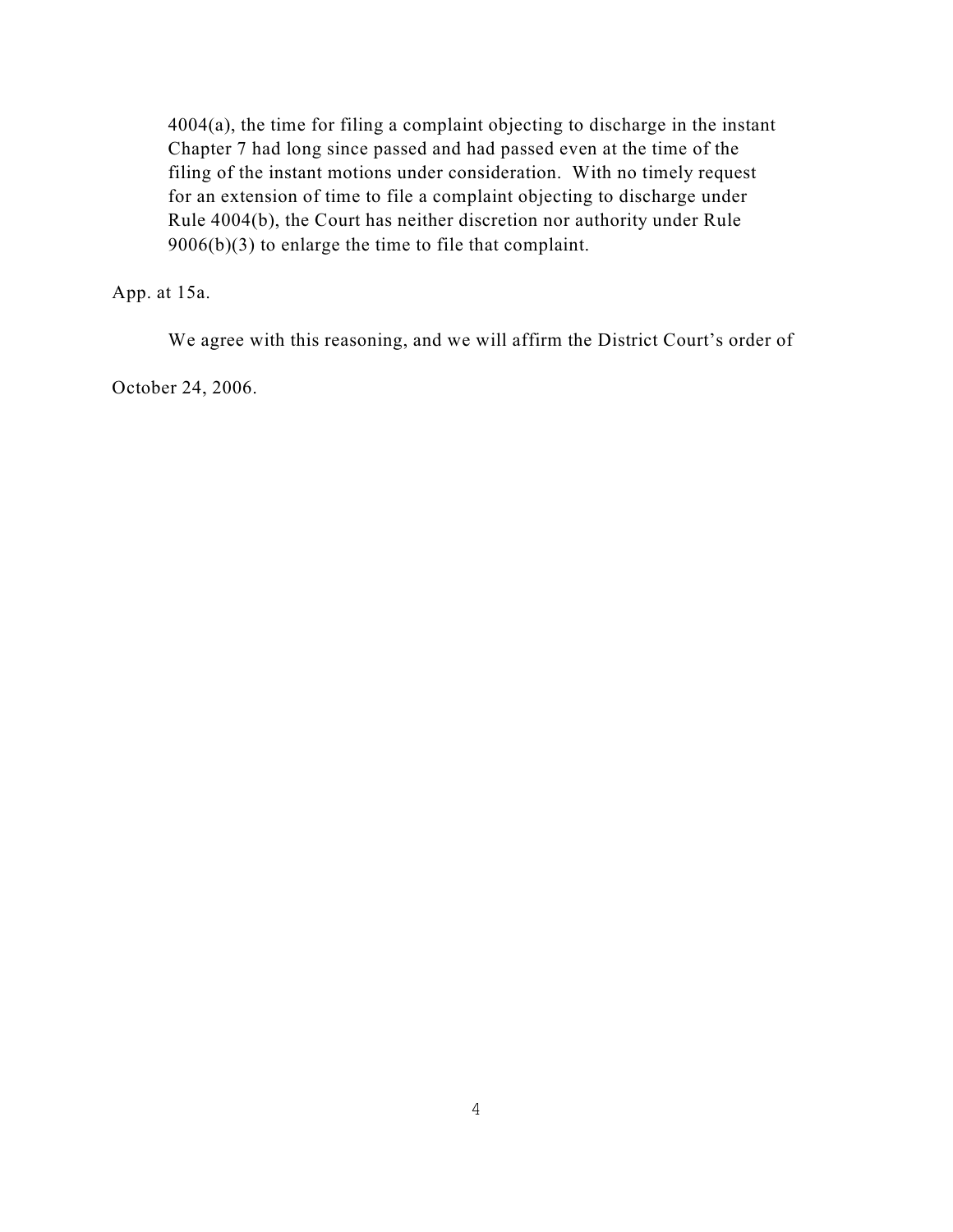> 4004(a), the time for filing a complaint objecting to discharge in the instant Chapter 7 had long since passed and had passed even at the time of the filing of the instant motions under consideration. With no timely request for an extension of time to file a complaint objecting to discharge under Rule 4004(b), the Court has neither discretion nor authority under Rule 9006(b)(3) to enlarge the time to file that complaint.

App. at 15a.

We agree with this reasoning, and we will affirm the District Court's order of October 24, 2006.